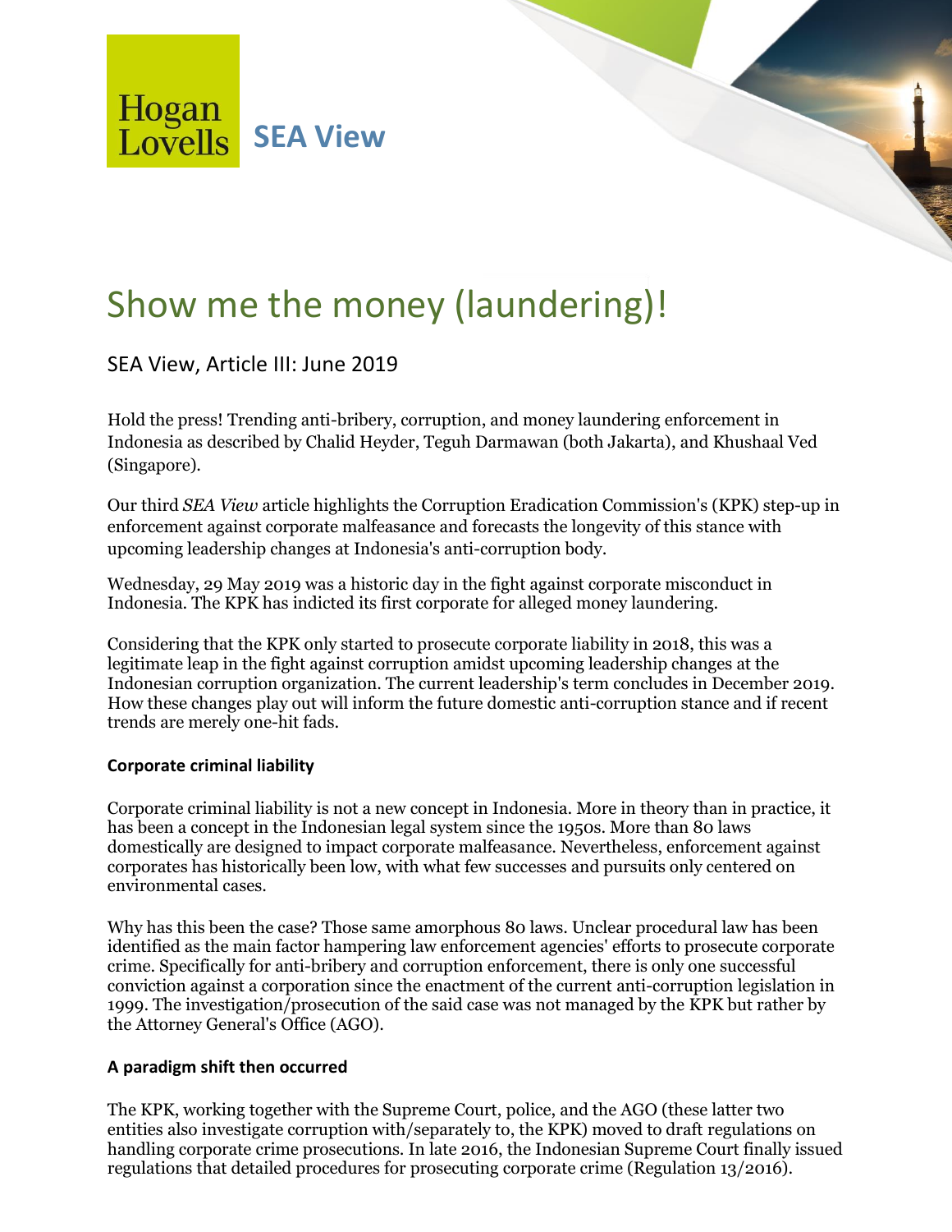Hogan Lovells **SEA View**

# Show me the money (laundering)!

## SEA View, Article III: June 2019

Hold the press! Trending anti-bribery, corruption, and money laundering enforcement in Indonesia as described by Chalid Heyder, Teguh Darmawan (both Jakarta), and Khushaal Ved (Singapore).

Our third *SEA View* article highlights the Corruption Eradication Commission's (KPK) step-up in enforcement against corporate malfeasance and forecasts the longevity of this stance with upcoming leadership changes at Indonesia's anti-corruption body.

Wednesday, 29 May 2019 was a historic day in the fight against corporate misconduct in Indonesia. The KPK has indicted its first corporate for alleged money laundering.

Considering that the KPK only started to prosecute corporate liability in 2018, this was a legitimate leap in the fight against corruption amidst upcoming leadership changes at the Indonesian corruption organization. The current leadership's term concludes in December 2019. How these changes play out will inform the future domestic anti-corruption stance and if recent trends are merely one-hit fads.

### Corporate criminal liability

Corporate criminal liability is not a new concept in Indonesia. More in theory than in practice, it has been a concept in the Indonesian legal system since the 1950s. More than 80 laws domestically are designed to impact corporate malfeasance. Nevertheless, enforcement against corporates has historically been low, with what few successes and pursuits only centered on environmental cases.

Why has this been the case? Those same amorphous 80 laws. Unclear procedural law has been identified as the main factor hampering law enforcement agencies' efforts to prosecute corporate crime. Specifically for anti-bribery and corruption enforcement, there is only one successful conviction against a corporation since the enactment of the current anti-corruption legislation in 1999. The investigation/prosecution of the said case was not managed by the KPK but rather by the Attorney General's Office (AGO).

### A paradigm shift then occurred

The KPK, working together with the Supreme Court, police, and the AGO (these latter two entities also investigate corruption with/separately to, the KPK) moved to draft regulations on handling corporate crime prosecutions. In late 2016, the Indonesian Supreme Court finally issued regulations that detailed procedures for prosecuting corporate crime (Regulation 13/2016).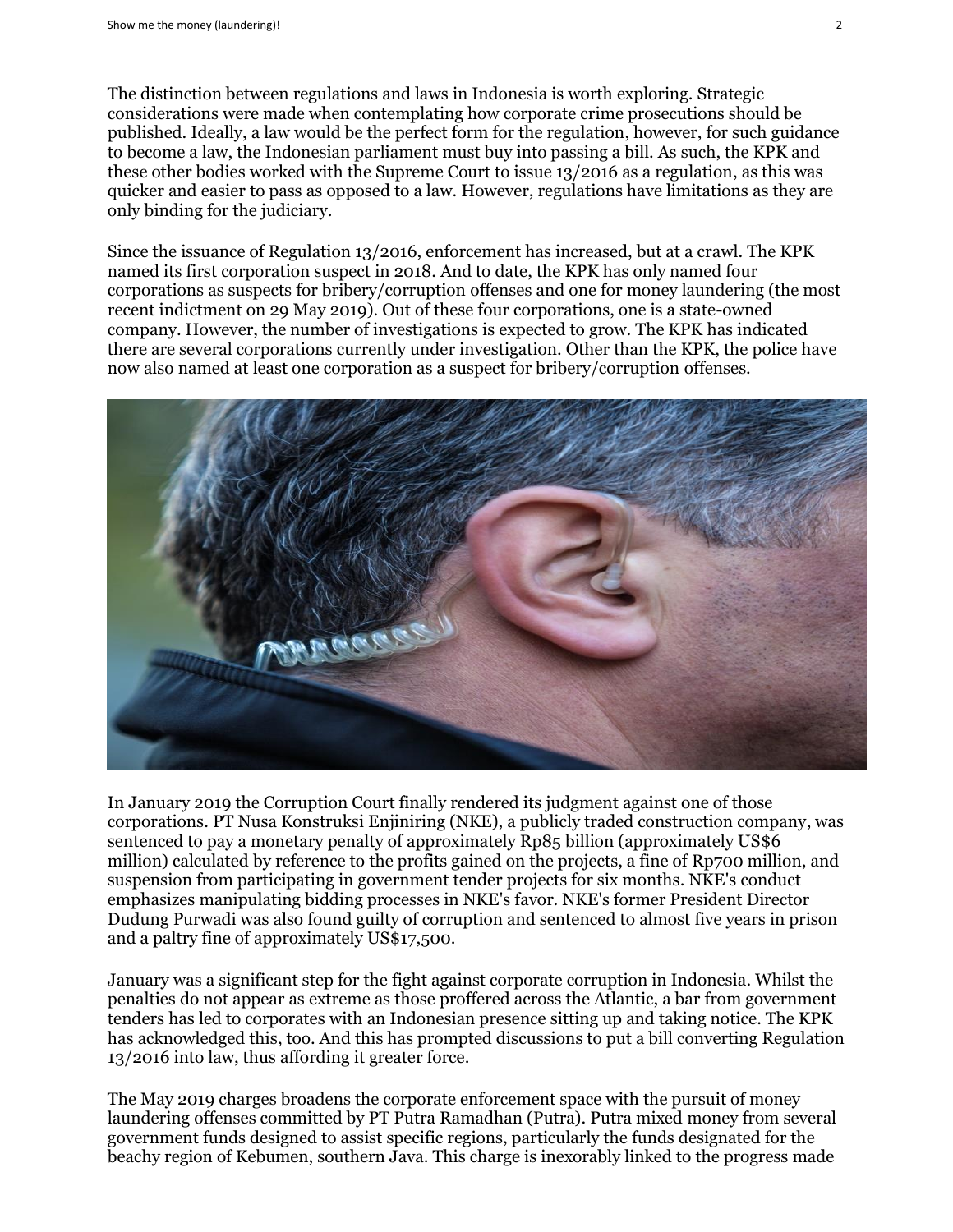The distinction between regulations and laws in Indonesia is worth exploring. Strategic considerations were made when contemplating how corporate crime prosecutions should be published. Ideally, a law would be the perfect form for the regulation, however, for such guidance to become a law, the Indonesian parliament must buy into passing a bill. As such, the KPK and these other bodies worked with the Supreme Court to issue 13/2016 as a regulation, as this was quicker and easier to pass as opposed to a law. However, regulations have limitations as they are only binding for the judiciary.

Since the issuance of Regulation 13/2016, enforcement has increased, but at a crawl. The KPK named its first corporation suspect in 2018. And to date, the KPK has only named four corporations as suspects for bribery/corruption offenses and one for money laundering (the most recent indictment on 29 May 2019). Out of these four corporations, one is a state-owned company. However, the number of investigations is expected to grow. The KPK has indicated there are several corporations currently under investigation. Other than the KPK, the police have now also named at least one corporation as a suspect for bribery/corruption offenses.

In January 2019 the Corruption Court finally rendered its judgment against one of those corporations. PT Nusa Konstruksi Enjiniring (NKE), a publicly traded construction company, was sentenced to pay a monetary penalty of approximately Rp85 billion (approximately US$6 million) calculated by reference to the profits gained on the projects, a fine of Rp700 million, and suspension from participating in government tender projects for six months. NKE's conduct emphasizes manipulating bidding processes in NKE's favor. NKE's former President Director Dudung Purwadi was also found guilty of corruption and sentenced to almost five years in prison and a paltry fine of approximately US$17,500.

January was a significant step for the fight against corporate corruption in Indonesia. Whilst the penalties do not appear as extreme as those proffered across the Atlantic, a bar from government tenders has led to corporates with an Indonesian presence sitting up and taking notice. The KPK has acknowledged this, too. And this has prompted discussions to put a bill converting Regulation 13/2016 into law, thus affording it greater force.

The May 2019 charges broadens the corporate enforcement space with the pursuit of money laundering offenses committed by PT Putra Ramadhan (Putra). Putra mixed money from several government funds designed to assist specific regions, particularly the funds designated for the beachy region of Kebumen, southern Java. This charge is inexorably linked to the progress made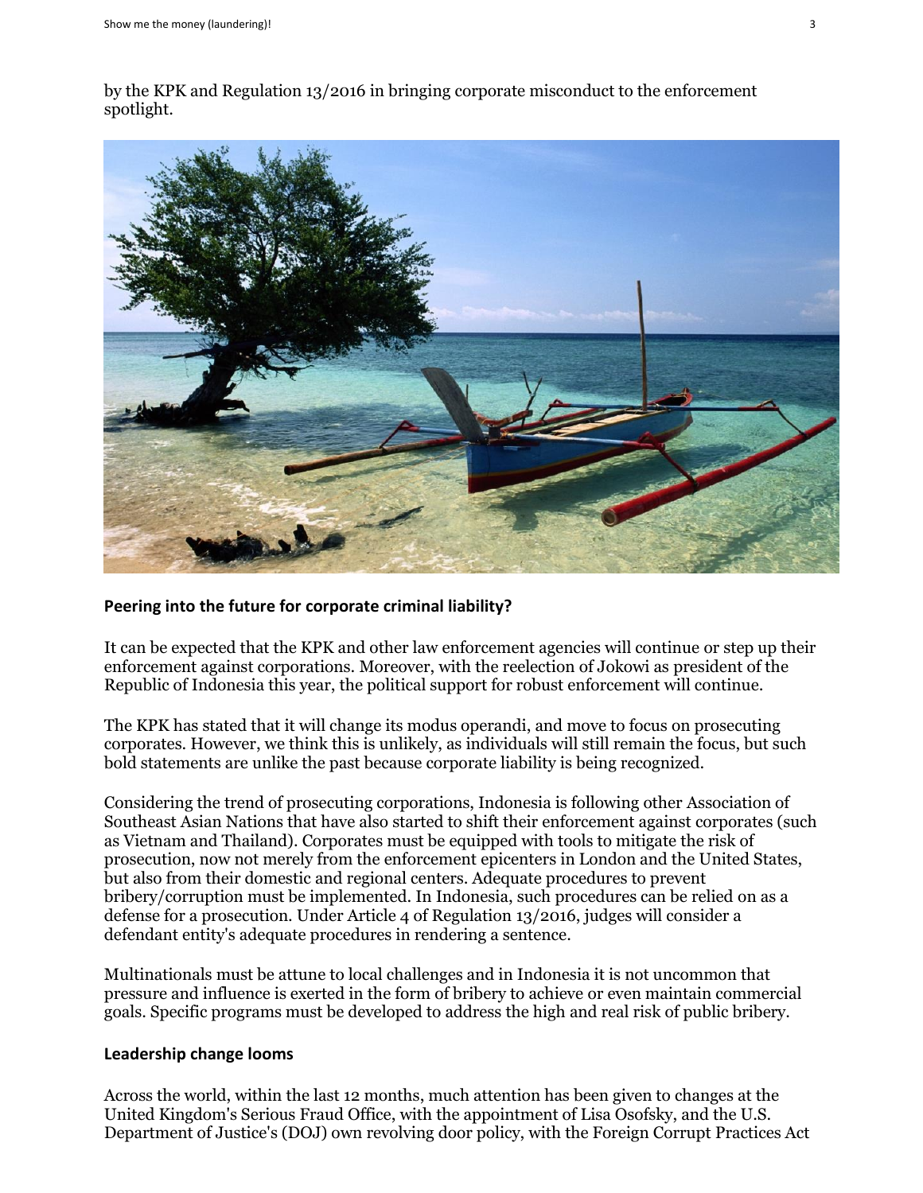by the KPK and Regulation 13/2016 in bringing corporate misconduct to the enforcement spotlight.

## Peering into the future for corporate criminal liability?

It can be expected that the KPK and other law enforcement agencies will continue or step up their enforcement against corporations. Moreover, with the reelection of Jokowi as president of the Republic of Indonesia this year, the political support for robust enforcement will continue.

The KPK has stated that it will change its modus operandi, and move to focus on prosecuting corporates. However, we think this is unlikely, as individuals will still remain the focus, but such bold statements are unlike the past because corporate liability is being recognized.

Considering the trend of prosecuting corporations, Indonesia is following other Association of Southeast Asian Nations that have also started to shift their enforcement against corporates (such as Vietnam and Thailand). Corporates must be equipped with tools to mitigate the risk of prosecution, now not merely from the enforcement epicenters in London and the United States, but also from their domestic and regional centers. Adequate procedures to prevent bribery/corruption must be implemented. In Indonesia, such procedures can be relied on as a defense for a prosecution. Under Article 4 of Regulation 13/2016, judges will consider a defendant entity's adequate procedures in rendering a sentence.

Multinationals must be attune to local challenges and in Indonesia it is not uncommon that pressure and influence is exerted in the form of bribery to achieve or even maintain commercial goals. Specific programs must be developed to address the high and real risk of public bribery.

## Leadership change looms

Across the world, within the last 12 months, much attention has been given to changes at the United Kingdom's Serious Fraud Office, with the appointment of Lisa Osofsky, and the U.S. Department of Justice's (DOJ) own revolving door policy, with the Foreign Corrupt Practices Act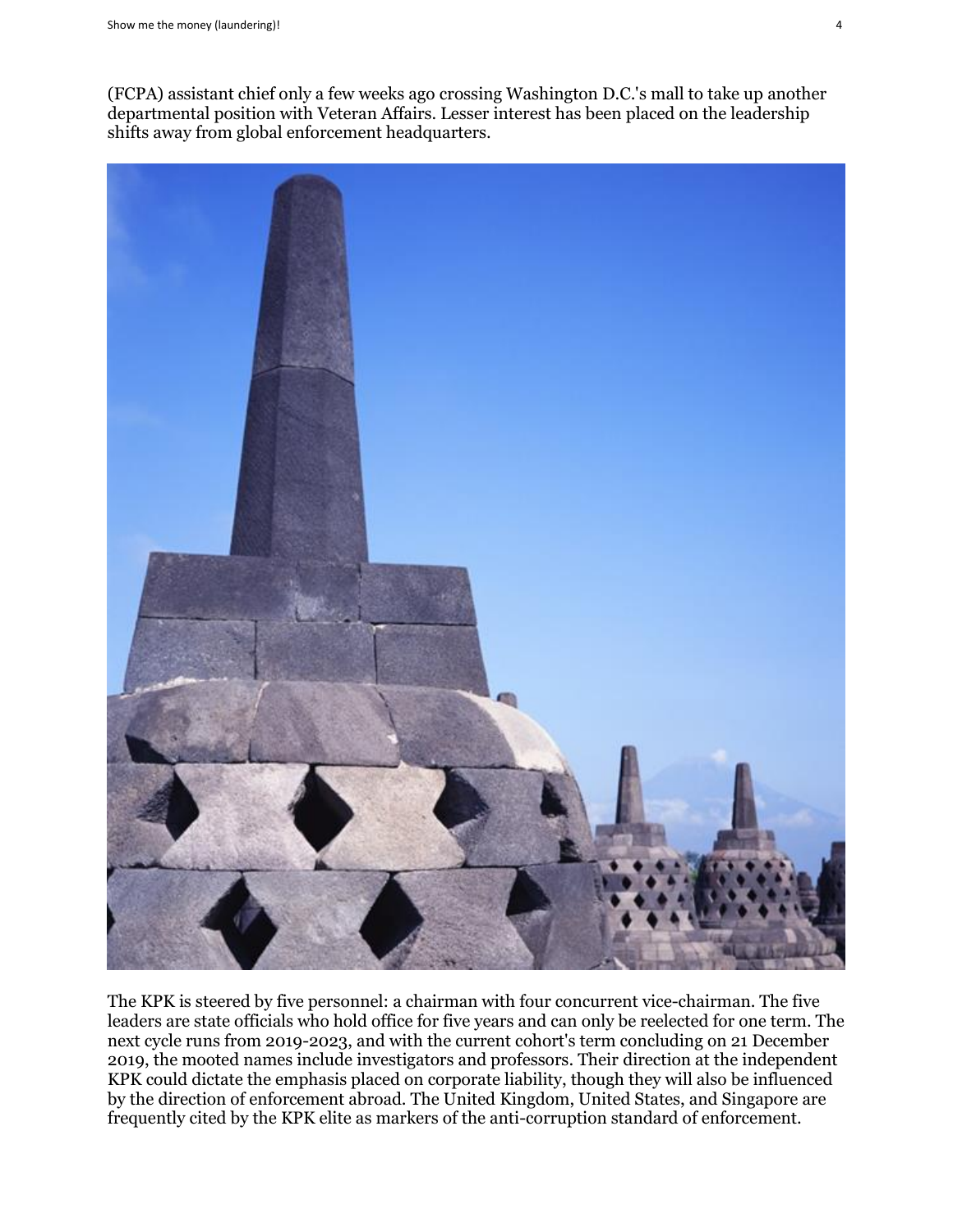(FCPA) assistant chief only a few weeks ago crossing Washington D.C.'s mall to take up another departmental position with Veteran Affairs. Lesser interest has been placed on the leadership shifts away from global enforcement headquarters.

The KPK is steered by five personnel: a chairman with four concurrent vice-chairman. The five leaders are state officials who hold office for five years and can only be reelected for one term. The next cycle runs from 2019-2023, and with the current cohort's term concluding on 21 December 2019, the mooted names include investigators and professors. Their direction at the independent KPK could dictate the emphasis placed on corporate liability, though they will also be influenced by the direction of enforcement abroad. The United Kingdom, United States, and Singapore are frequently cited by the KPK elite as markers of the anti-corruption standard of enforcement.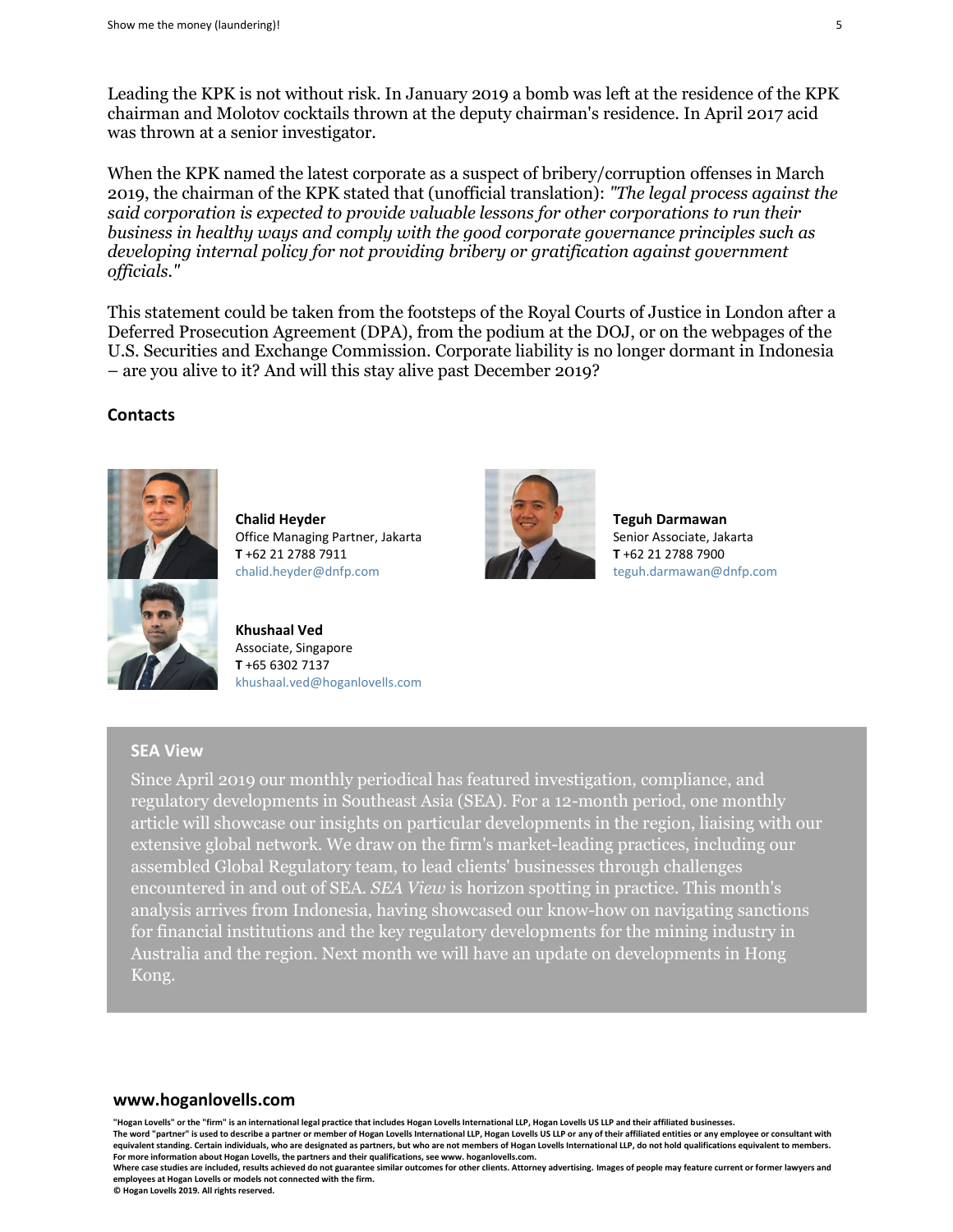Leading the KPK is not without risk. In January 2019 a bomb was left at the residence of the KPK chairman and Molotov cocktails thrown at the deputy chairman's residence. In April 2017 acid was thrown at a senior investigator.

When the KPK named the latest corporate as a suspect of bribery/corruption offenses in March 2019, the chairman of the KPK stated that (unofficial translation): *"The legal process against the said corporation is expected to provide valuable lessons for other corporations to run their business in healthy ways and comply with the good corporate governance principles such as developing internal policy for not providing bribery or gratification against government officials."*

This statement could be taken from the footsteps of the Royal Courts of Justice in London after a Deferred Prosecution Agreement (DPA), from the podium at the DOJ, or on the webpages of the U.S. Securities and Exchange Commission. Corporate liability is no longer dormant in Indonesia – are you alive to it? And will this stay alive past December 2019?

## Contacts

**Chalid Heyder**
Office Managing Partner, Jakarta
**T** +62 21 2788 7911
chalid.heyder@dnfp.com

**Teguh Darmawan**
Senior Associate, Jakarta
**T** +62 21 2788 7900
teguh.darmawan@dnfp.com

**Khushaal Ved**
Associate, Singapore
**T** +65 6302 7137
khushaal.ved@hoganlovells.com

### SEA View

Since April 2019 our monthly periodical has featured investigation, compliance, and regulatory developments in Southeast Asia (SEA). For a 12-month period, one monthly article will showcase our insights on particular developments in the region, liaising with our extensive global network. We draw on the firm's market-leading practices, including our assembled Global Regulatory team, to lead clients' businesses through challenges encountered in and out of SEA. *SEA View* is horizon spotting in practice. This month's analysis arrives from Indonesia, having showcased our know-how on navigating sanctions for financial institutions and the key regulatory developments for the mining industry in Australia and the region. Next month we will have an update on developments in Hong Kong.

**www.hoganlovells.com**

"Hogan Lovells" or the "firm" is an international legal practice that includes Hogan Lovells International LLP, Hogan Lovells US LLP and their affiliated businesses.
The word "partner" is used to describe a partner or member of Hogan Lovells International LLP, Hogan Lovells US LLP or any of their affiliated entities or any employee or consultant with equivalent standing. Certain individuals, who are designated as partners, but who are not members of Hogan Lovells International LLP, do not hold qualifications equivalent to members.
For more information about Hogan Lovells, the partners and their qualifications, see www. hoganlovells.com.
Where case studies are included, results achieved do not guarantee similar outcomes for other clients. Attorney advertising. Images of people may feature current or former lawyers and employees at Hogan Lovells or models not connected with the firm.
© Hogan Lovells 2019. All rights reserved.